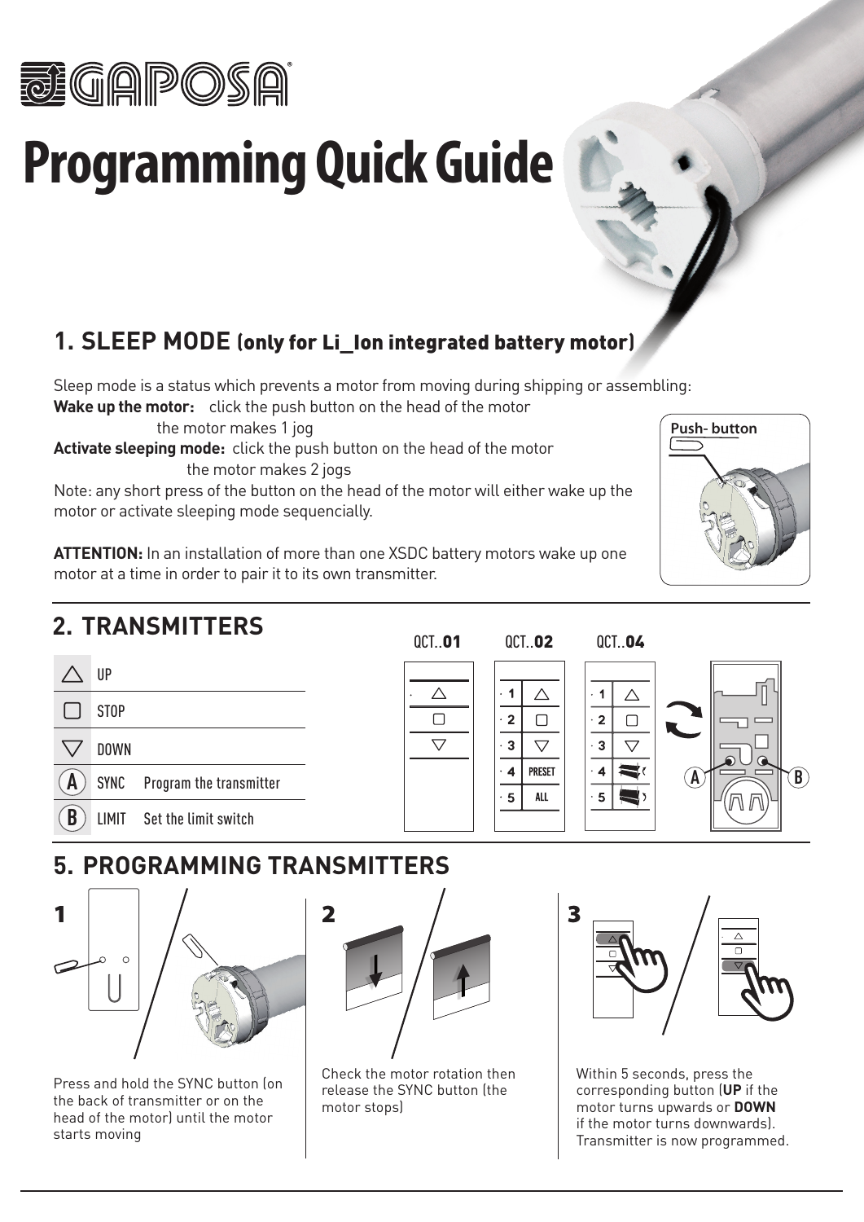# Programming Quick Guide

## 1. SLEEP MODE (only for Li_Ion integrated battery motor)

Sleep mode is a status which prevents a motor from moving during shipping or assembling:

**Wake up the motor:** click the push button on the head of the motor
the motor makes 1 jog

**Activate sleeping mode:** click the push button on the head of the motor
the motor makes 2 jogs

Note: any short press of the button on the head of the motor will either wake up the motor or activate sleeping mode sequencially.

Push- button

**ATTENTION:** In an installation of more than one XSDC battery motors wake up one motor at a time in order to pair it to its own transmitter.

## 2. TRANSMITTERS

| | | |
|---|---|---|
| △ | UP | |
| ▢ | STOP | |
| ▽ | DOWN | |
| A | SYNC | Program the transmitter |
| B | LIMIT | Set the limit switch |

QCT..01 QCT..02 QCT..04

PRESET
ALL

## 5. PROGRAMMING TRANSMITTERS

**1**

Press and hold the SYNC button (on the back of transmitter or on the head of the motor) until the motor starts moving

**2**

Check the motor rotation then release the SYNC button (the motor stops)

**3**

Within 5 seconds, press the corresponding button (**UP** if the motor turns upwards or **DOWN** if the motor turns downwards). Transmitter is now programmed.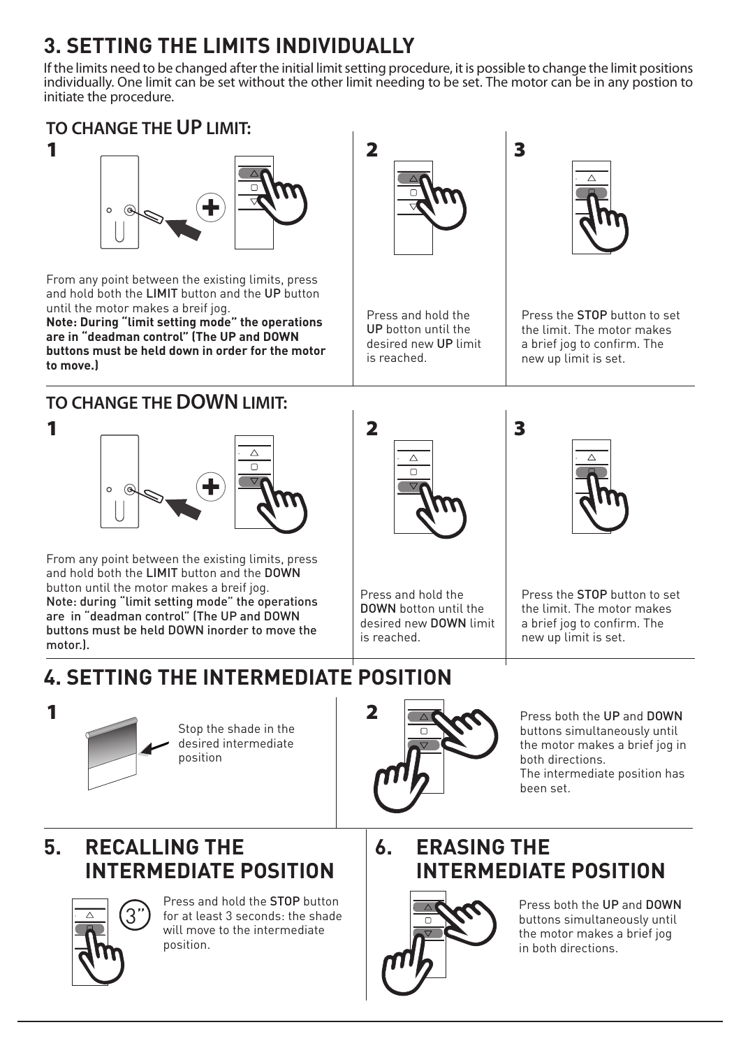## 3. SETTING THE LIMITS INDIVIDUALLY

If the limits need to be changed after the initial limit setting procedure, it is possible to change the limit positions individually. One limit can be set without the other limit needing to be set. The motor can be in any postion to initiate the procedure.

### TO CHANGE THE UP LIMIT:

**1**

From any point between the existing limits, press and hold both the LIMIT button and the UP button until the motor makes a breif jog.
**Note: During "limit setting mode" the operations are in "deadman control" (The UP and DOWN buttons must be held down in order for the motor to move.)**

**2**

Press and hold the UP botton until the desired new UP limit is reached.

**3**

Press the STOP button to set the limit. The motor makes a brief jog to confirm. The new up limit is set.

### TO CHANGE THE DOWN LIMIT:

**1**

From any point between the existing limits, press and hold both the LIMIT button and the DOWN button until the motor makes a breif jog.
Note: during "limit setting mode" the operations are in "deadman control" (The UP and DOWN buttons must be held DOWN inorder to move the motor.).

**2**

Press and hold the DOWN botton until the desired new DOWN limit is reached.

**3**

Press the STOP button to set the limit. The motor makes a brief jog to confirm. The new up limit is set.

## 4. SETTING THE INTERMEDIATE POSITION

**1**

Stop the shade in the desired intermediate position

**2**

Press both the UP and DOWN buttons simultaneously until the motor makes a brief jog in both directions.
The intermediate position has been set.

## 5. RECALLING THE INTERMEDIATE POSITION

3"

Press and hold the STOP button for at least 3 seconds: the shade will move to the intermediate position.

## 6. ERASING THE INTERMEDIATE POSITION

Press both the UP and DOWN buttons simultaneously until the motor makes a brief jog in both directions.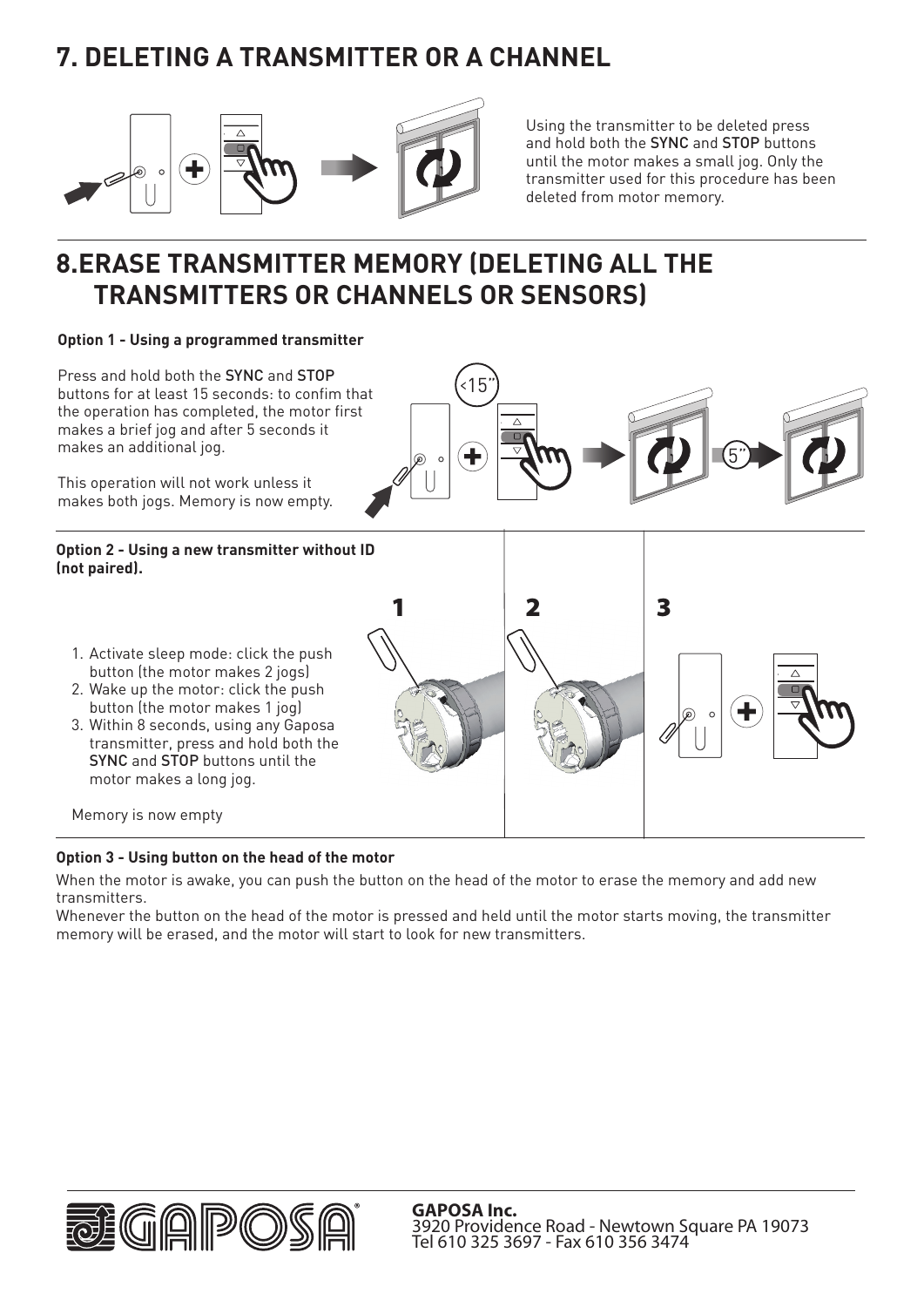## 7. DELETING A TRANSMITTER OR A CHANNEL

Using the transmitter to be deleted press and hold both the SYNC and STOP buttons until the motor makes a small jog. Only the transmitter used for this procedure has been deleted from motor memory.

## 8.ERASE TRANSMITTER MEMORY (DELETING ALL THE TRANSMITTERS OR CHANNELS OR SENSORS)

**Option 1 - Using a programmed transmitter**

Press and hold both the SYNC and STOP buttons for at least 15 seconds: to confim that the operation has completed, the motor first makes a brief jog and after 5 seconds it makes an additional jog.

This operation will not work unless it makes both jogs. Memory is now empty.

<15"

5"

**Option 2 - Using a new transmitter without ID (not paired).**

1. Activate sleep mode: click the push button (the motor makes 2 jogs)
2. Wake up the motor: click the push button (the motor makes 1 jog)
3. Within 8 seconds, using any Gaposa transmitter, press and hold both the SYNC and STOP buttons until the motor makes a long jog.

Memory is now empty

1

2

3

**Option 3 - Using button on the head of the motor**

When the motor is awake, you can push the button on the head of the motor to erase the memory and add new transmitters.

Whenever the button on the head of the motor is pressed and held until the motor starts moving, the transmitter memory will be erased, and the motor will start to look for new transmitters.

GAPOSA

**GAPOSA Inc.**
3920 Providence Road - Newtown Square PA 19073
Tel 610 325 3697 - Fax 610 356 3474